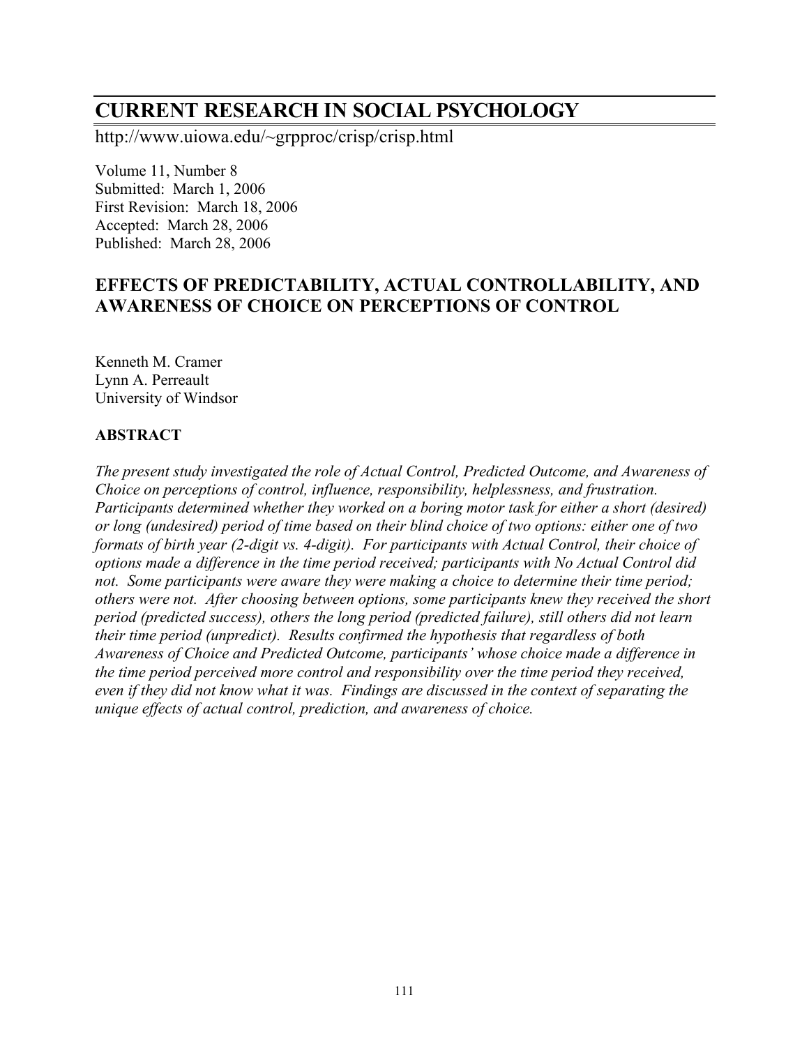# CURRENT RESEARCH IN SOCIAL PSYCHOLOGY

http://www.uiowa.edu/~grpproc/crisp/crisp.html

Volume 11, Number 8
Submitted: March 1, 2006
First Revision: March 18, 2006
Accepted: March 28, 2006
Published: March 28, 2006

## EFFECTS OF PREDICTABILITY, ACTUAL CONTROLLABILITY, AND AWARENESS OF CHOICE ON PERCEPTIONS OF CONTROL

Kenneth M. Cramer
Lynn A. Perreault
University of Windsor

### ABSTRACT

*The present study investigated the role of Actual Control, Predicted Outcome, and Awareness of Choice on perceptions of control, influence, responsibility, helplessness, and frustration. Participants determined whether they worked on a boring motor task for either a short (desired) or long (undesired) period of time based on their blind choice of two options: either one of two formats of birth year (2-digit vs. 4-digit). For participants with Actual Control, their choice of options made a difference in the time period received; participants with No Actual Control did not. Some participants were aware they were making a choice to determine their time period; others were not. After choosing between options, some participants knew they received the short period (predicted success), others the long period (predicted failure), still others did not learn their time period (unpredict). Results confirmed the hypothesis that regardless of both Awareness of Choice and Predicted Outcome, participants' whose choice made a difference in the time period perceived more control and responsibility over the time period they received, even if they did not know what it was. Findings are discussed in the context of separating the unique effects of actual control, prediction, and awareness of choice.*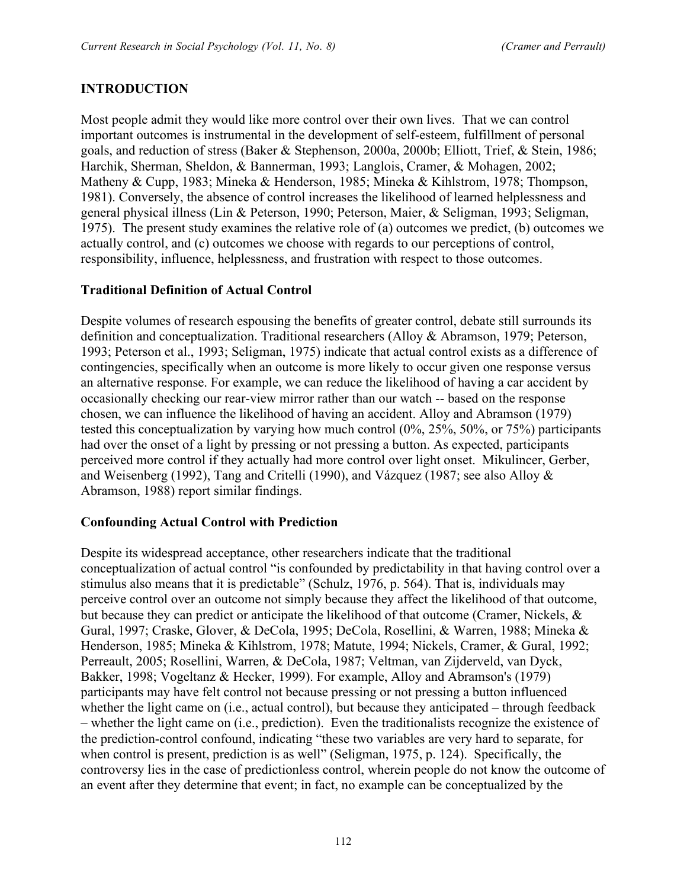## INTRODUCTION

Most people admit they would like more control over their own lives. That we can control important outcomes is instrumental in the development of self-esteem, fulfillment of personal goals, and reduction of stress (Baker & Stephenson, 2000a, 2000b; Elliott, Trief, & Stein, 1986; Harchik, Sherman, Sheldon, & Bannerman, 1993; Langlois, Cramer, & Mohagen, 2002; Matheny & Cupp, 1983; Mineka & Henderson, 1985; Mineka & Kihlstrom, 1978; Thompson, 1981). Conversely, the absence of control increases the likelihood of learned helplessness and general physical illness (Lin & Peterson, 1990; Peterson, Maier, & Seligman, 1993; Seligman, 1975). The present study examines the relative role of (a) outcomes we predict, (b) outcomes we actually control, and (c) outcomes we choose with regards to our perceptions of control, responsibility, influence, helplessness, and frustration with respect to those outcomes.

### Traditional Definition of Actual Control

Despite volumes of research espousing the benefits of greater control, debate still surrounds its definition and conceptualization. Traditional researchers (Alloy & Abramson, 1979; Peterson, 1993; Peterson et al., 1993; Seligman, 1975) indicate that actual control exists as a difference of contingencies, specifically when an outcome is more likely to occur given one response versus an alternative response. For example, we can reduce the likelihood of having a car accident by occasionally checking our rear-view mirror rather than our watch -- based on the response chosen, we can influence the likelihood of having an accident. Alloy and Abramson (1979) tested this conceptualization by varying how much control (0%, 25%, 50%, or 75%) participants had over the onset of a light by pressing or not pressing a button. As expected, participants perceived more control if they actually had more control over light onset. Mikulincer, Gerber, and Weisenberg (1992), Tang and Critelli (1990), and Vázquez (1987; see also Alloy & Abramson, 1988) report similar findings.

### Confounding Actual Control with Prediction

Despite its widespread acceptance, other researchers indicate that the traditional conceptualization of actual control "is confounded by predictability in that having control over a stimulus also means that it is predictable" (Schulz, 1976, p. 564). That is, individuals may perceive control over an outcome not simply because they affect the likelihood of that outcome, but because they can predict or anticipate the likelihood of that outcome (Cramer, Nickels, & Gural, 1997; Craske, Glover, & DeCola, 1995; DeCola, Rosellini, & Warren, 1988; Mineka & Henderson, 1985; Mineka & Kihlstrom, 1978; Matute, 1994; Nickels, Cramer, & Gural, 1992; Perreault, 2005; Rosellini, Warren, & DeCola, 1987; Veltman, van Zijderveld, van Dyck, Bakker, 1998; Vogeltanz & Hecker, 1999). For example, Alloy and Abramson's (1979) participants may have felt control not because pressing or not pressing a button influenced whether the light came on (i.e., actual control), but because they anticipated – through feedback – whether the light came on (i.e., prediction). Even the traditionalists recognize the existence of the prediction-control confound, indicating "these two variables are very hard to separate, for when control is present, prediction is as well" (Seligman, 1975, p. 124). Specifically, the controversy lies in the case of predictionless control, wherein people do not know the outcome of an event after they determine that event; in fact, no example can be conceptualized by the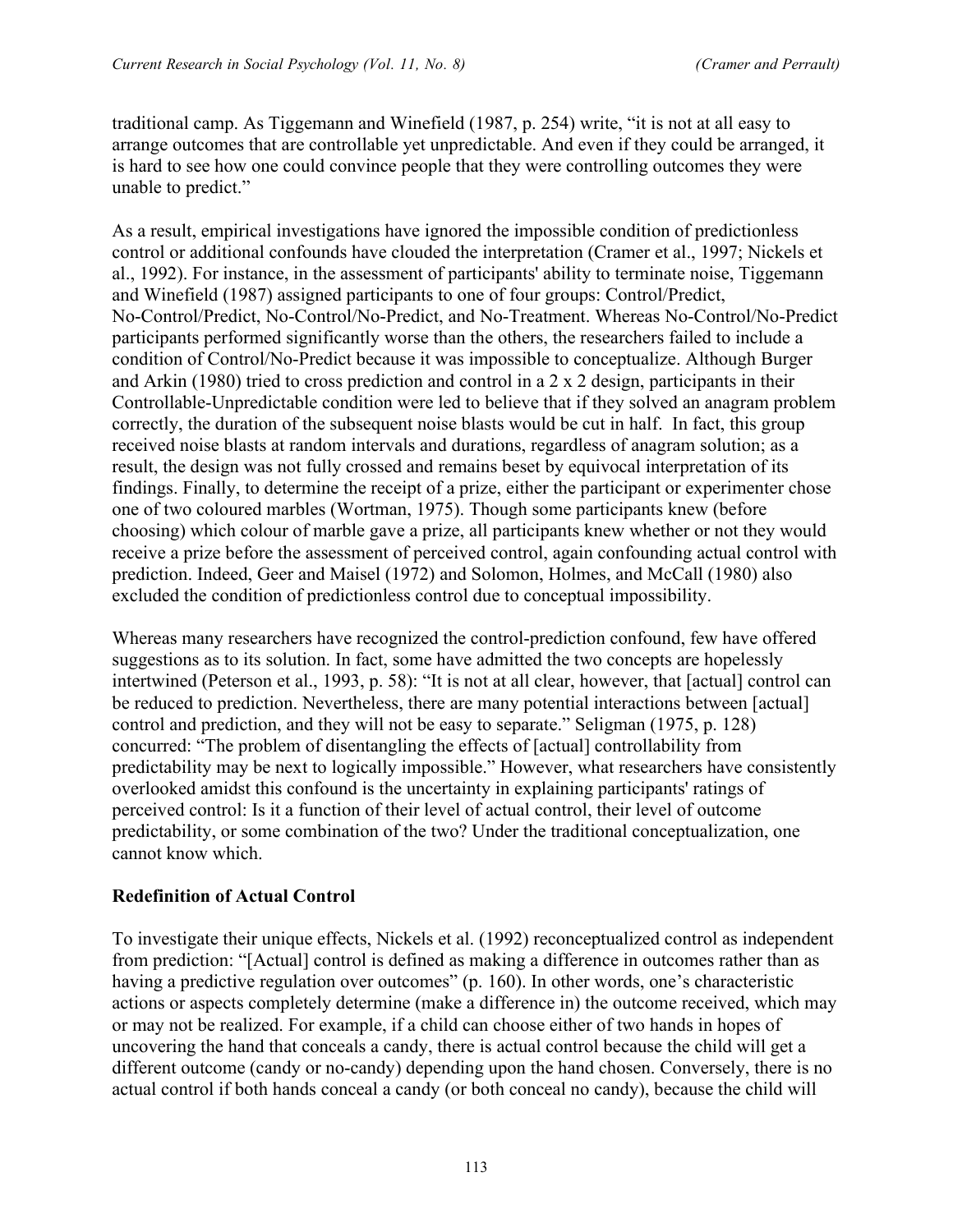traditional camp. As Tiggemann and Winefield (1987, p. 254) write, "it is not at all easy to arrange outcomes that are controllable yet unpredictable. And even if they could be arranged, it is hard to see how one could convince people that they were controlling outcomes they were unable to predict."

As a result, empirical investigations have ignored the impossible condition of predictionless control or additional confounds have clouded the interpretation (Cramer et al., 1997; Nickels et al., 1992). For instance, in the assessment of participants' ability to terminate noise, Tiggemann and Winefield (1987) assigned participants to one of four groups: Control/Predict, No-Control/Predict, No-Control/No-Predict, and No-Treatment. Whereas No-Control/No-Predict participants performed significantly worse than the others, the researchers failed to include a condition of Control/No-Predict because it was impossible to conceptualize. Although Burger and Arkin (1980) tried to cross prediction and control in a 2 x 2 design, participants in their Controllable-Unpredictable condition were led to believe that if they solved an anagram problem correctly, the duration of the subsequent noise blasts would be cut in half. In fact, this group received noise blasts at random intervals and durations, regardless of anagram solution; as a result, the design was not fully crossed and remains beset by equivocal interpretation of its findings. Finally, to determine the receipt of a prize, either the participant or experimenter chose one of two coloured marbles (Wortman, 1975). Though some participants knew (before choosing) which colour of marble gave a prize, all participants knew whether or not they would receive a prize before the assessment of perceived control, again confounding actual control with prediction. Indeed, Geer and Maisel (1972) and Solomon, Holmes, and McCall (1980) also excluded the condition of predictionless control due to conceptual impossibility.

Whereas many researchers have recognized the control-prediction confound, few have offered suggestions as to its solution. In fact, some have admitted the two concepts are hopelessly intertwined (Peterson et al., 1993, p. 58): "It is not at all clear, however, that [actual] control can be reduced to prediction. Nevertheless, there are many potential interactions between [actual] control and prediction, and they will not be easy to separate." Seligman (1975, p. 128) concurred: "The problem of disentangling the effects of [actual] controllability from predictability may be next to logically impossible." However, what researchers have consistently overlooked amidst this confound is the uncertainty in explaining participants' ratings of perceived control: Is it a function of their level of actual control, their level of outcome predictability, or some combination of the two? Under the traditional conceptualization, one cannot know which.

## Redefinition of Actual Control

To investigate their unique effects, Nickels et al. (1992) reconceptualized control as independent from prediction: "[Actual] control is defined as making a difference in outcomes rather than as having a predictive regulation over outcomes" (p. 160). In other words, one's characteristic actions or aspects completely determine (make a difference in) the outcome received, which may or may not be realized. For example, if a child can choose either of two hands in hopes of uncovering the hand that conceals a candy, there is actual control because the child will get a different outcome (candy or no-candy) depending upon the hand chosen. Conversely, there is no actual control if both hands conceal a candy (or both conceal no candy), because the child will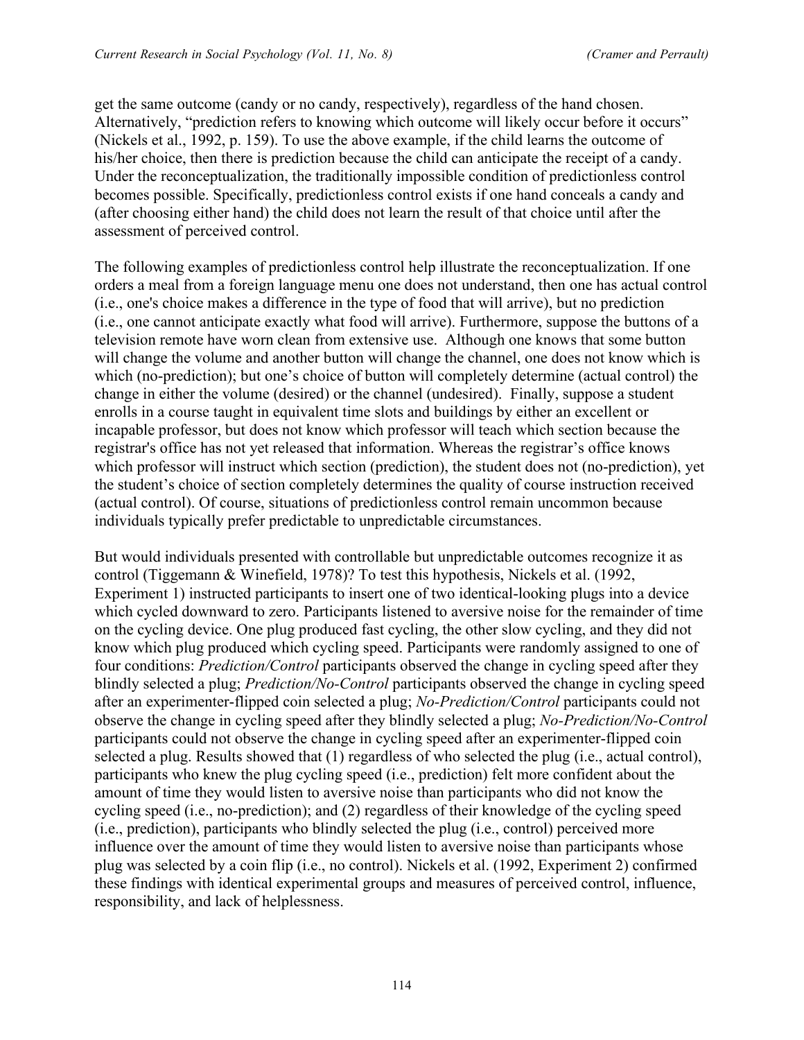get the same outcome (candy or no candy, respectively), regardless of the hand chosen. Alternatively, "prediction refers to knowing which outcome will likely occur before it occurs" (Nickels et al., 1992, p. 159). To use the above example, if the child learns the outcome of his/her choice, then there is prediction because the child can anticipate the receipt of a candy. Under the reconceptualization, the traditionally impossible condition of predictionless control becomes possible. Specifically, predictionless control exists if one hand conceals a candy and (after choosing either hand) the child does not learn the result of that choice until after the assessment of perceived control.

The following examples of predictionless control help illustrate the reconceptualization. If one orders a meal from a foreign language menu one does not understand, then one has actual control (i.e., one's choice makes a difference in the type of food that will arrive), but no prediction (i.e., one cannot anticipate exactly what food will arrive). Furthermore, suppose the buttons of a television remote have worn clean from extensive use. Although one knows that some button will change the volume and another button will change the channel, one does not know which is which (no-prediction); but one's choice of button will completely determine (actual control) the change in either the volume (desired) or the channel (undesired). Finally, suppose a student enrolls in a course taught in equivalent time slots and buildings by either an excellent or incapable professor, but does not know which professor will teach which section because the registrar's office has not yet released that information. Whereas the registrar's office knows which professor will instruct which section (prediction), the student does not (no-prediction), yet the student's choice of section completely determines the quality of course instruction received (actual control). Of course, situations of predictionless control remain uncommon because individuals typically prefer predictable to unpredictable circumstances.

But would individuals presented with controllable but unpredictable outcomes recognize it as control (Tiggemann & Winefield, 1978)? To test this hypothesis, Nickels et al. (1992, Experiment 1) instructed participants to insert one of two identical-looking plugs into a device which cycled downward to zero. Participants listened to aversive noise for the remainder of time on the cycling device. One plug produced fast cycling, the other slow cycling, and they did not know which plug produced which cycling speed. Participants were randomly assigned to one of four conditions: *Prediction/Control* participants observed the change in cycling speed after they blindly selected a plug; *Prediction/No-Control* participants observed the change in cycling speed after an experimenter-flipped coin selected a plug; *No-Prediction/Control* participants could not observe the change in cycling speed after they blindly selected a plug; *No-Prediction/No-Control* participants could not observe the change in cycling speed after an experimenter-flipped coin selected a plug. Results showed that (1) regardless of who selected the plug (i.e., actual control), participants who knew the plug cycling speed (i.e., prediction) felt more confident about the amount of time they would listen to aversive noise than participants who did not know the cycling speed (i.e., no-prediction); and (2) regardless of their knowledge of the cycling speed (i.e., prediction), participants who blindly selected the plug (i.e., control) perceived more influence over the amount of time they would listen to aversive noise than participants whose plug was selected by a coin flip (i.e., no control). Nickels et al. (1992, Experiment 2) confirmed these findings with identical experimental groups and measures of perceived control, influence, responsibility, and lack of helplessness.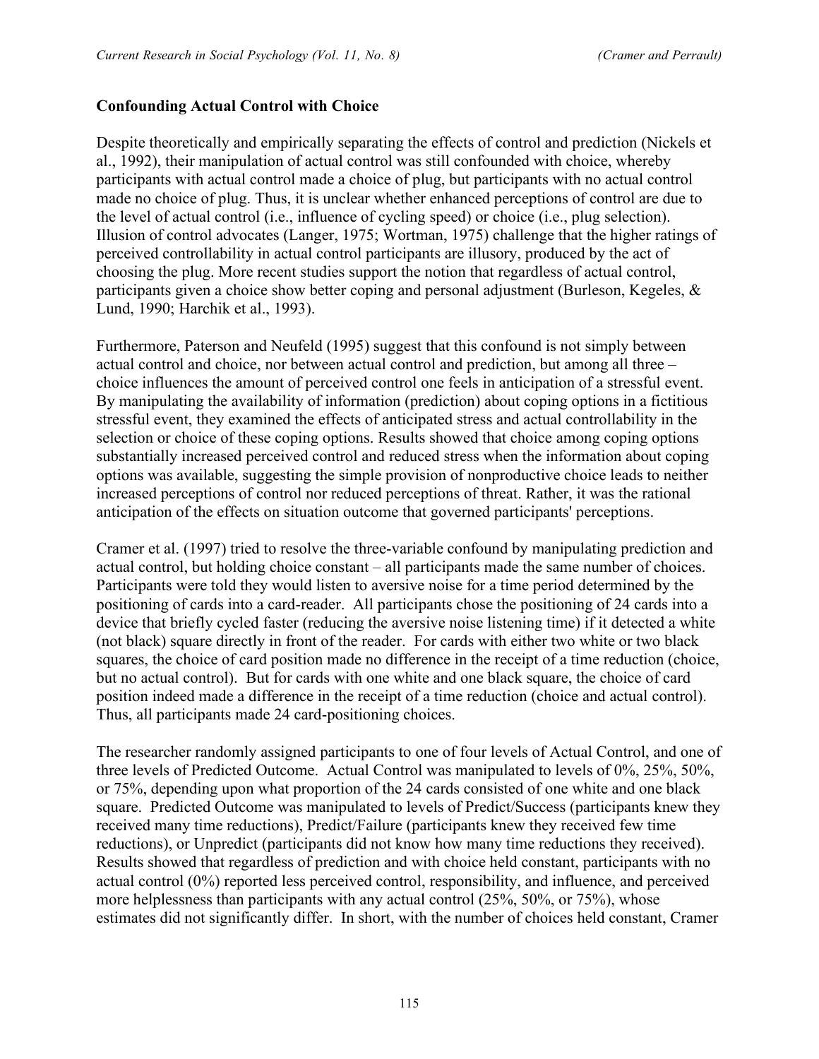**Confounding Actual Control with Choice**

Despite theoretically and empirically separating the effects of control and prediction (Nickels et al., 1992), their manipulation of actual control was still confounded with choice, whereby participants with actual control made a choice of plug, but participants with no actual control made no choice of plug. Thus, it is unclear whether enhanced perceptions of control are due to the level of actual control (i.e., influence of cycling speed) or choice (i.e., plug selection). Illusion of control advocates (Langer, 1975; Wortman, 1975) challenge that the higher ratings of perceived controllability in actual control participants are illusory, produced by the act of choosing the plug. More recent studies support the notion that regardless of actual control, participants given a choice show better coping and personal adjustment (Burleson, Kegeles, & Lund, 1990; Harchik et al., 1993).

Furthermore, Paterson and Neufeld (1995) suggest that this confound is not simply between actual control and choice, nor between actual control and prediction, but among all three – choice influences the amount of perceived control one feels in anticipation of a stressful event. By manipulating the availability of information (prediction) about coping options in a fictitious stressful event, they examined the effects of anticipated stress and actual controllability in the selection or choice of these coping options. Results showed that choice among coping options substantially increased perceived control and reduced stress when the information about coping options was available, suggesting the simple provision of nonproductive choice leads to neither increased perceptions of control nor reduced perceptions of threat. Rather, it was the rational anticipation of the effects on situation outcome that governed participants' perceptions.

Cramer et al. (1997) tried to resolve the three-variable confound by manipulating prediction and actual control, but holding choice constant – all participants made the same number of choices. Participants were told they would listen to aversive noise for a time period determined by the positioning of cards into a card-reader. All participants chose the positioning of 24 cards into a device that briefly cycled faster (reducing the aversive noise listening time) if it detected a white (not black) square directly in front of the reader. For cards with either two white or two black squares, the choice of card position made no difference in the receipt of a time reduction (choice, but no actual control). But for cards with one white and one black square, the choice of card position indeed made a difference in the receipt of a time reduction (choice and actual control). Thus, all participants made 24 card-positioning choices.

The researcher randomly assigned participants to one of four levels of Actual Control, and one of three levels of Predicted Outcome. Actual Control was manipulated to levels of 0%, 25%, 50%, or 75%, depending upon what proportion of the 24 cards consisted of one white and one black square. Predicted Outcome was manipulated to levels of Predict/Success (participants knew they received many time reductions), Predict/Failure (participants knew they received few time reductions), or Unpredict (participants did not know how many time reductions they received). Results showed that regardless of prediction and with choice held constant, participants with no actual control (0%) reported less perceived control, responsibility, and influence, and perceived more helplessness than participants with any actual control (25%, 50%, or 75%), whose estimates did not significantly differ. In short, with the number of choices held constant, Cramer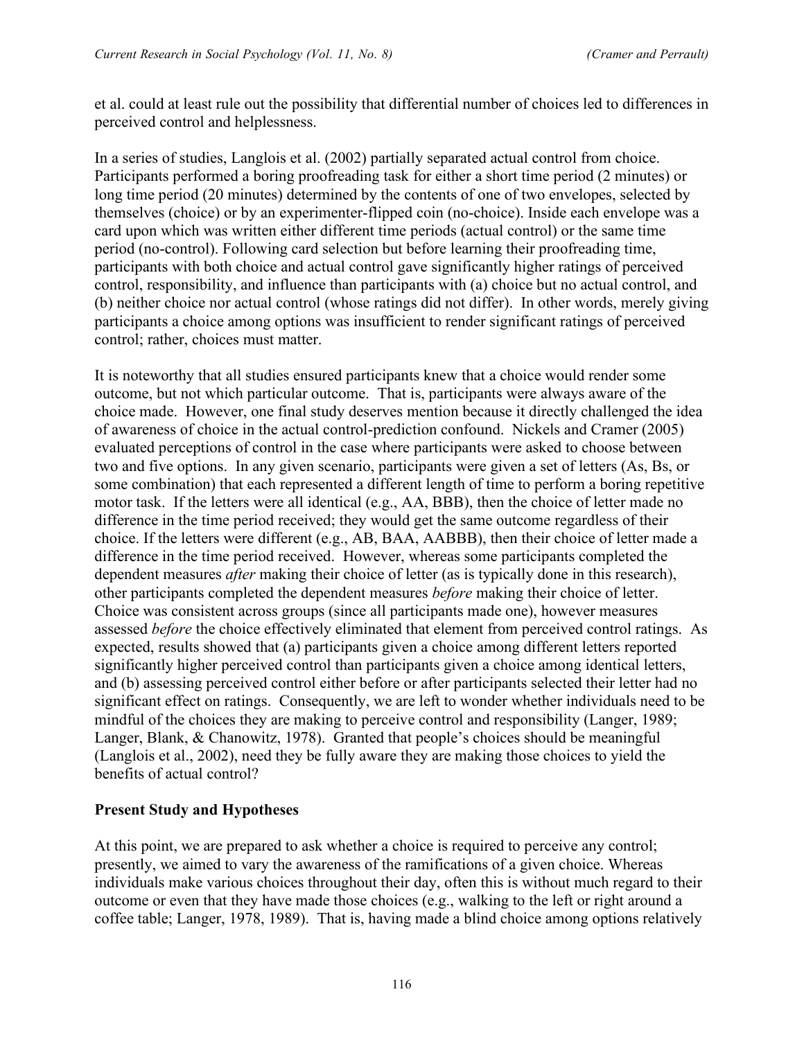et al. could at least rule out the possibility that differential number of choices led to differences in perceived control and helplessness.

In a series of studies, Langlois et al. (2002) partially separated actual control from choice. Participants performed a boring proofreading task for either a short time period (2 minutes) or long time period (20 minutes) determined by the contents of one of two envelopes, selected by themselves (choice) or by an experimenter-flipped coin (no-choice). Inside each envelope was a card upon which was written either different time periods (actual control) or the same time period (no-control). Following card selection but before learning their proofreading time, participants with both choice and actual control gave significantly higher ratings of perceived control, responsibility, and influence than participants with (a) choice but no actual control, and (b) neither choice nor actual control (whose ratings did not differ). In other words, merely giving participants a choice among options was insufficient to render significant ratings of perceived control; rather, choices must matter.

It is noteworthy that all studies ensured participants knew that a choice would render some outcome, but not which particular outcome. That is, participants were always aware of the choice made. However, one final study deserves mention because it directly challenged the idea of awareness of choice in the actual control-prediction confound. Nickels and Cramer (2005) evaluated perceptions of control in the case where participants were asked to choose between two and five options. In any given scenario, participants were given a set of letters (As, Bs, or some combination) that each represented a different length of time to perform a boring repetitive motor task. If the letters were all identical (e.g., AA, BBB), then the choice of letter made no difference in the time period received; they would get the same outcome regardless of their choice. If the letters were different (e.g., AB, BAA, AABBB), then their choice of letter made a difference in the time period received. However, whereas some participants completed the dependent measures *after* making their choice of letter (as is typically done in this research), other participants completed the dependent measures *before* making their choice of letter. Choice was consistent across groups (since all participants made one), however measures assessed *before* the choice effectively eliminated that element from perceived control ratings. As expected, results showed that (a) participants given a choice among different letters reported significantly higher perceived control than participants given a choice among identical letters, and (b) assessing perceived control either before or after participants selected their letter had no significant effect on ratings. Consequently, we are left to wonder whether individuals need to be mindful of the choices they are making to perceive control and responsibility (Langer, 1989; Langer, Blank, & Chanowitz, 1978). Granted that people's choices should be meaningful (Langlois et al., 2002), need they be fully aware they are making those choices to yield the benefits of actual control?

## Present Study and Hypotheses

At this point, we are prepared to ask whether a choice is required to perceive any control; presently, we aimed to vary the awareness of the ramifications of a given choice. Whereas individuals make various choices throughout their day, often this is without much regard to their outcome or even that they have made those choices (e.g., walking to the left or right around a coffee table; Langer, 1978, 1989). That is, having made a blind choice among options relatively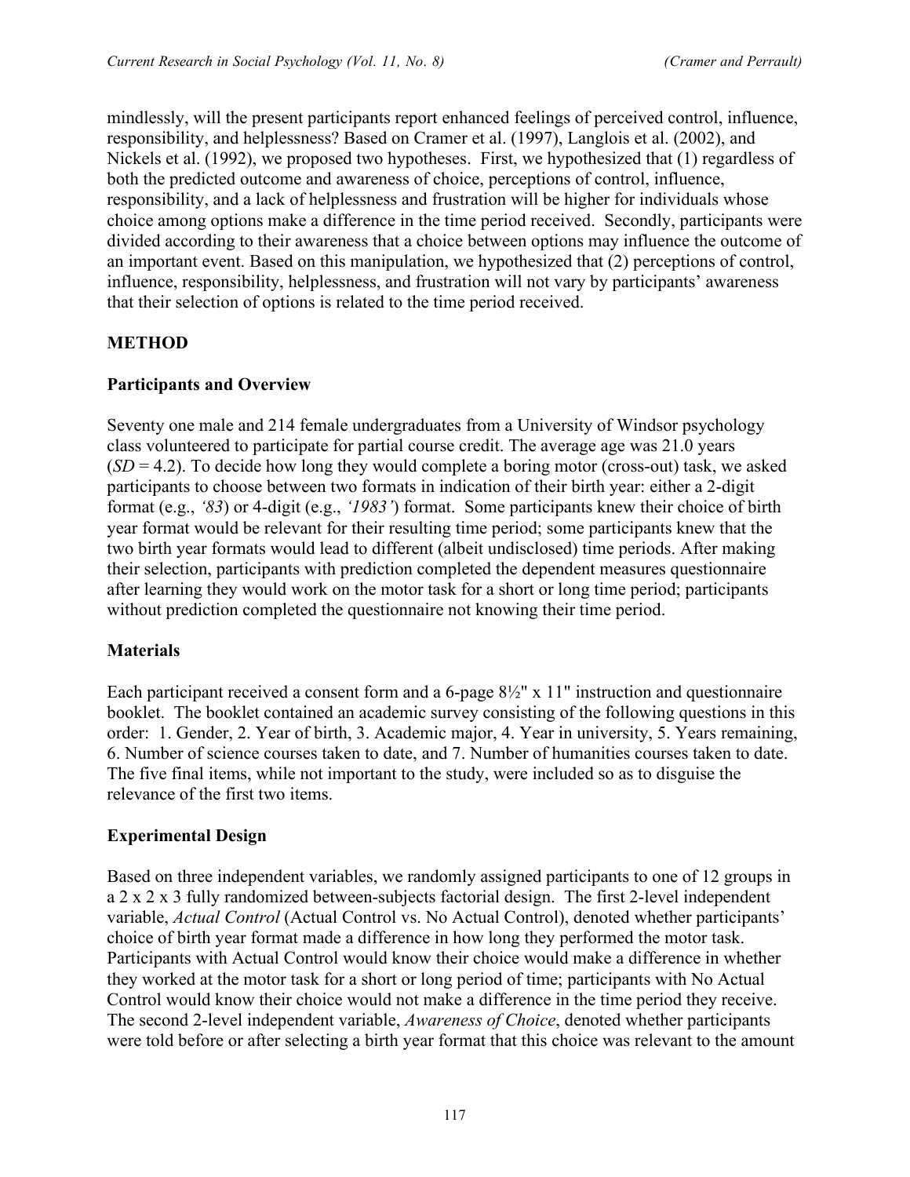mindlessly, will the present participants report enhanced feelings of perceived control, influence, responsibility, and helplessness? Based on Cramer et al. (1997), Langlois et al. (2002), and Nickels et al. (1992), we proposed two hypotheses. First, we hypothesized that (1) regardless of both the predicted outcome and awareness of choice, perceptions of control, influence, responsibility, and a lack of helplessness and frustration will be higher for individuals whose choice among options make a difference in the time period received. Secondly, participants were divided according to their awareness that a choice between options may influence the outcome of an important event. Based on this manipulation, we hypothesized that (2) perceptions of control, influence, responsibility, helplessness, and frustration will not vary by participants' awareness that their selection of options is related to the time period received.

## METHOD

### Participants and Overview

Seventy one male and 214 female undergraduates from a University of Windsor psychology class volunteered to participate for partial course credit. The average age was 21.0 years (*SD* = 4.2). To decide how long they would complete a boring motor (cross-out) task, we asked participants to choose between two formats in indication of their birth year: either a 2-digit format (e.g., *'83*) or 4-digit (e.g., *'1983'*) format. Some participants knew their choice of birth year format would be relevant for their resulting time period; some participants knew that the two birth year formats would lead to different (albeit undisclosed) time periods. After making their selection, participants with prediction completed the dependent measures questionnaire after learning they would work on the motor task for a short or long time period; participants without prediction completed the questionnaire not knowing their time period.

### Materials

Each participant received a consent form and a 6-page 8½" x 11" instruction and questionnaire booklet. The booklet contained an academic survey consisting of the following questions in this order: 1. Gender, 2. Year of birth, 3. Academic major, 4. Year in university, 5. Years remaining, 6. Number of science courses taken to date, and 7. Number of humanities courses taken to date. The five final items, while not important to the study, were included so as to disguise the relevance of the first two items.

### Experimental Design

Based on three independent variables, we randomly assigned participants to one of 12 groups in a 2 x 2 x 3 fully randomized between-subjects factorial design. The first 2-level independent variable, *Actual Control* (Actual Control vs. No Actual Control), denoted whether participants' choice of birth year format made a difference in how long they performed the motor task. Participants with Actual Control would know their choice would make a difference in whether they worked at the motor task for a short or long period of time; participants with No Actual Control would know their choice would not make a difference in the time period they receive. The second 2-level independent variable, *Awareness of Choice*, denoted whether participants were told before or after selecting a birth year format that this choice was relevant to the amount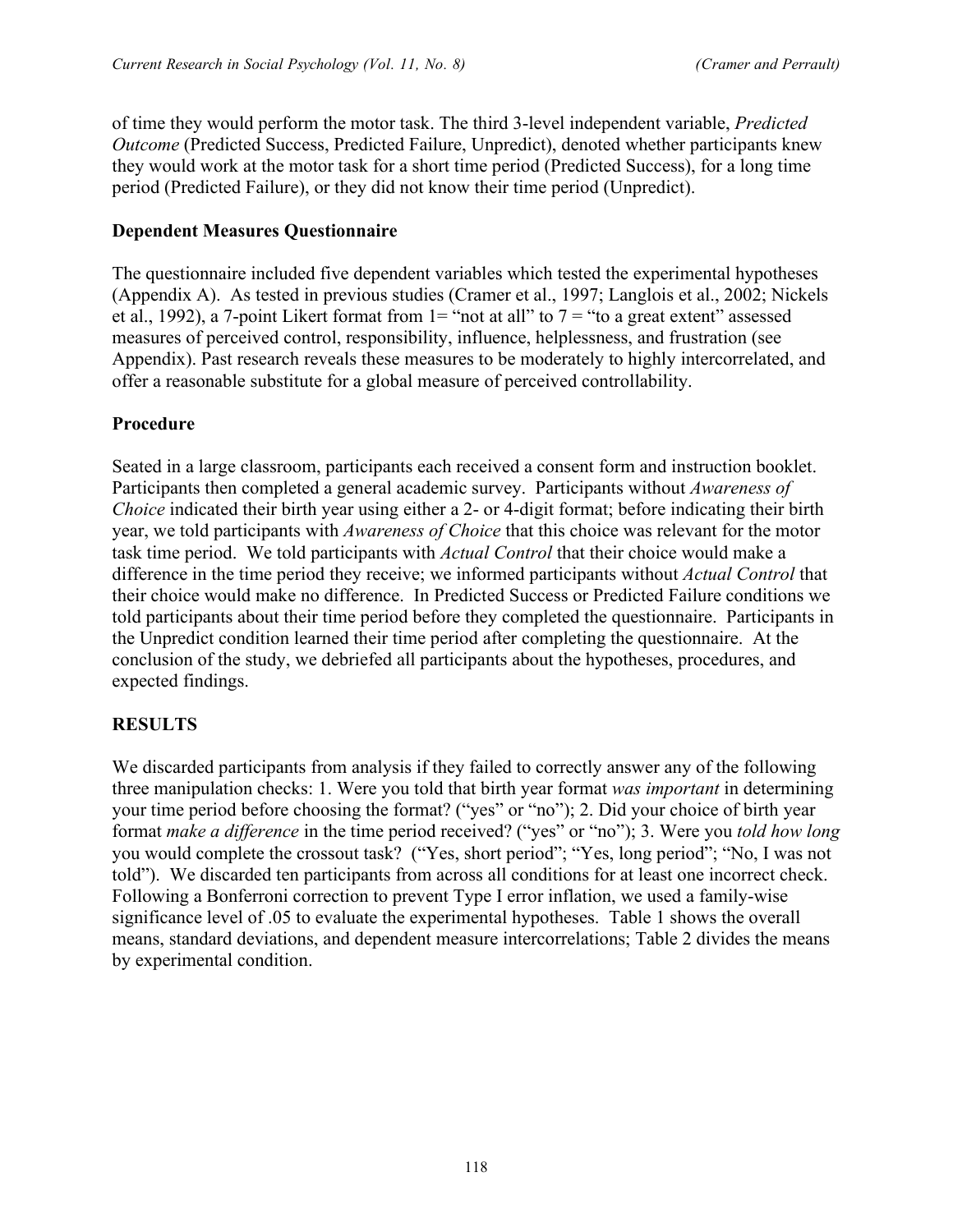of time they would perform the motor task. The third 3-level independent variable, *Predicted Outcome* (Predicted Success, Predicted Failure, Unpredict), denoted whether participants knew they would work at the motor task for a short time period (Predicted Success), for a long time period (Predicted Failure), or they did not know their time period (Unpredict).

### Dependent Measures Questionnaire

The questionnaire included five dependent variables which tested the experimental hypotheses (Appendix A). As tested in previous studies (Cramer et al., 1997; Langlois et al., 2002; Nickels et al., 1992), a 7-point Likert format from 1= "not at all" to 7 = "to a great extent" assessed measures of perceived control, responsibility, influence, helplessness, and frustration (see Appendix). Past research reveals these measures to be moderately to highly intercorrelated, and offer a reasonable substitute for a global measure of perceived controllability.

### Procedure

Seated in a large classroom, participants each received a consent form and instruction booklet. Participants then completed a general academic survey. Participants without *Awareness of Choice* indicated their birth year using either a 2- or 4-digit format; before indicating their birth year, we told participants with *Awareness of Choice* that this choice was relevant for the motor task time period. We told participants with *Actual Control* that their choice would make a difference in the time period they receive; we informed participants without *Actual Control* that their choice would make no difference. In Predicted Success or Predicted Failure conditions we told participants about their time period before they completed the questionnaire. Participants in the Unpredict condition learned their time period after completing the questionnaire. At the conclusion of the study, we debriefed all participants about the hypotheses, procedures, and expected findings.

## RESULTS

We discarded participants from analysis if they failed to correctly answer any of the following three manipulation checks: 1. Were you told that birth year format *was important* in determining your time period before choosing the format? ("yes" or "no"); 2. Did your choice of birth year format *make a difference* in the time period received? ("yes" or "no"); 3. Were you *told how long* you would complete the crossout task? ("Yes, short period"; "Yes, long period"; "No, I was not told"). We discarded ten participants from across all conditions for at least one incorrect check. Following a Bonferroni correction to prevent Type I error inflation, we used a family-wise significance level of .05 to evaluate the experimental hypotheses. Table 1 shows the overall means, standard deviations, and dependent measure intercorrelations; Table 2 divides the means by experimental condition.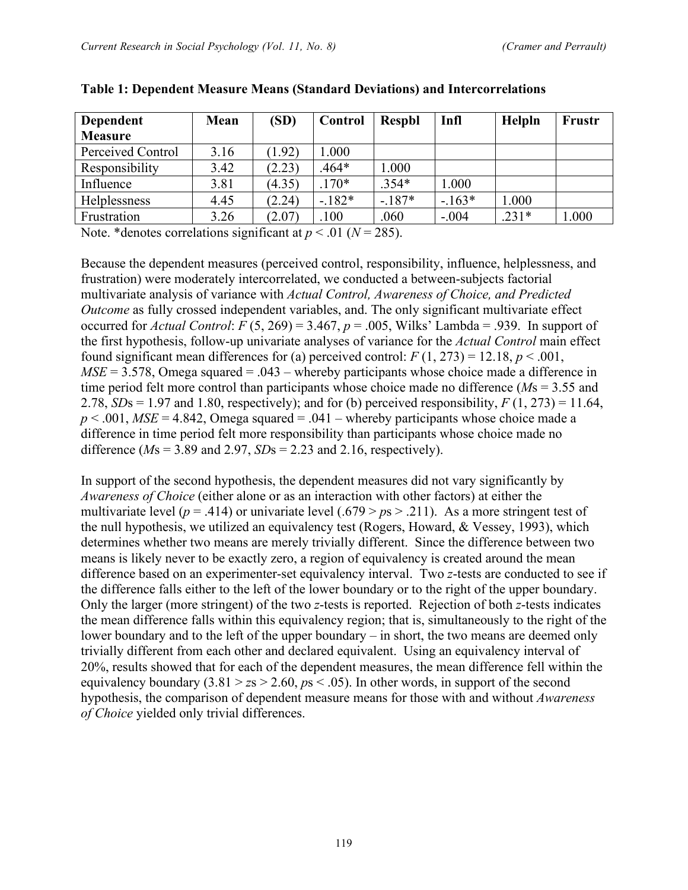**Table 1: Dependent Measure Means (Standard Deviations) and Intercorrelations**

| Dependent Measure | Mean | (SD) | Control | Respbl | Infl | Helpln | Frustr |
|---|---|---|---|---|---|---|---|
| Perceived Control | 3.16 | (1.92) | 1.000 | | | | |
| Responsibility | 3.42 | (2.23) | .464* | 1.000 | | | |
| Influence | 3.81 | (4.35) | .170* | .354* | 1.000 | | |
| Helplessness | 4.45 | (2.24) | -.182* | -.187* | -.163* | 1.000 | |
| Frustration | 3.26 | (2.07) | .100 | .060 | -.004 | .231* | 1.000 |

Note. *denotes correlations significant at $p < .01$ ($N = 285$).

Because the dependent measures (perceived control, responsibility, influence, helplessness, and frustration) were moderately intercorrelated, we conducted a between-subjects factorial multivariate analysis of variance with *Actual Control, Awareness of Choice, and Predicted Outcome* as fully crossed independent variables, and. The only significant multivariate effect occurred for *Actual Control*: $F(5, 269) = 3.467$, $p = .005$, Wilks' Lambda = .939. In support of the first hypothesis, follow-up univariate analyses of variance for the *Actual Control* main effect found significant mean differences for (a) perceived control: $F(1, 273) = 12.18$, $p < .001$, $MSE = 3.578$, Omega squared = .043 – whereby participants whose choice made a difference in time period felt more control than participants whose choice made no difference ($M$s = 3.55 and 2.78, $SD$s = 1.97 and 1.80, respectively); and for (b) perceived responsibility, $F(1, 273) = 11.64$, $p < .001$, $MSE = 4.842$, Omega squared = .041 – whereby participants whose choice made a difference in time period felt more responsibility than participants whose choice made no difference ($M$s = 3.89 and 2.97, $SD$s = 2.23 and 2.16, respectively).

In support of the second hypothesis, the dependent measures did not vary significantly by *Awareness of Choice* (either alone or as an interaction with other factors) at either the multivariate level ($p = .414$) or univariate level ($.679 > p\text{s} > .211$). As a more stringent test of the null hypothesis, we utilized an equivalency test (Rogers, Howard, & Vessey, 1993), which determines whether two means are merely trivially different. Since the difference between two means is likely never to be exactly zero, a region of equivalency is created around the mean difference based on an experimenter-set equivalency interval. Two $z$-tests are conducted to see if the difference falls either to the left of the lower boundary or to the right of the upper boundary. Only the larger (more stringent) of the two $z$-tests is reported. Rejection of both $z$-tests indicates the mean difference falls within this equivalency region; that is, simultaneously to the right of the lower boundary and to the left of the upper boundary – in short, the two means are deemed only trivially different from each other and declared equivalent. Using an equivalency interval of 20%, results showed that for each of the dependent measures, the mean difference fell within the equivalency boundary ($3.81 > z\text{s} > 2.60$, $p\text{s} < .05$). In other words, in support of the second hypothesis, the comparison of dependent measure means for those with and without *Awareness of Choice* yielded only trivial differences.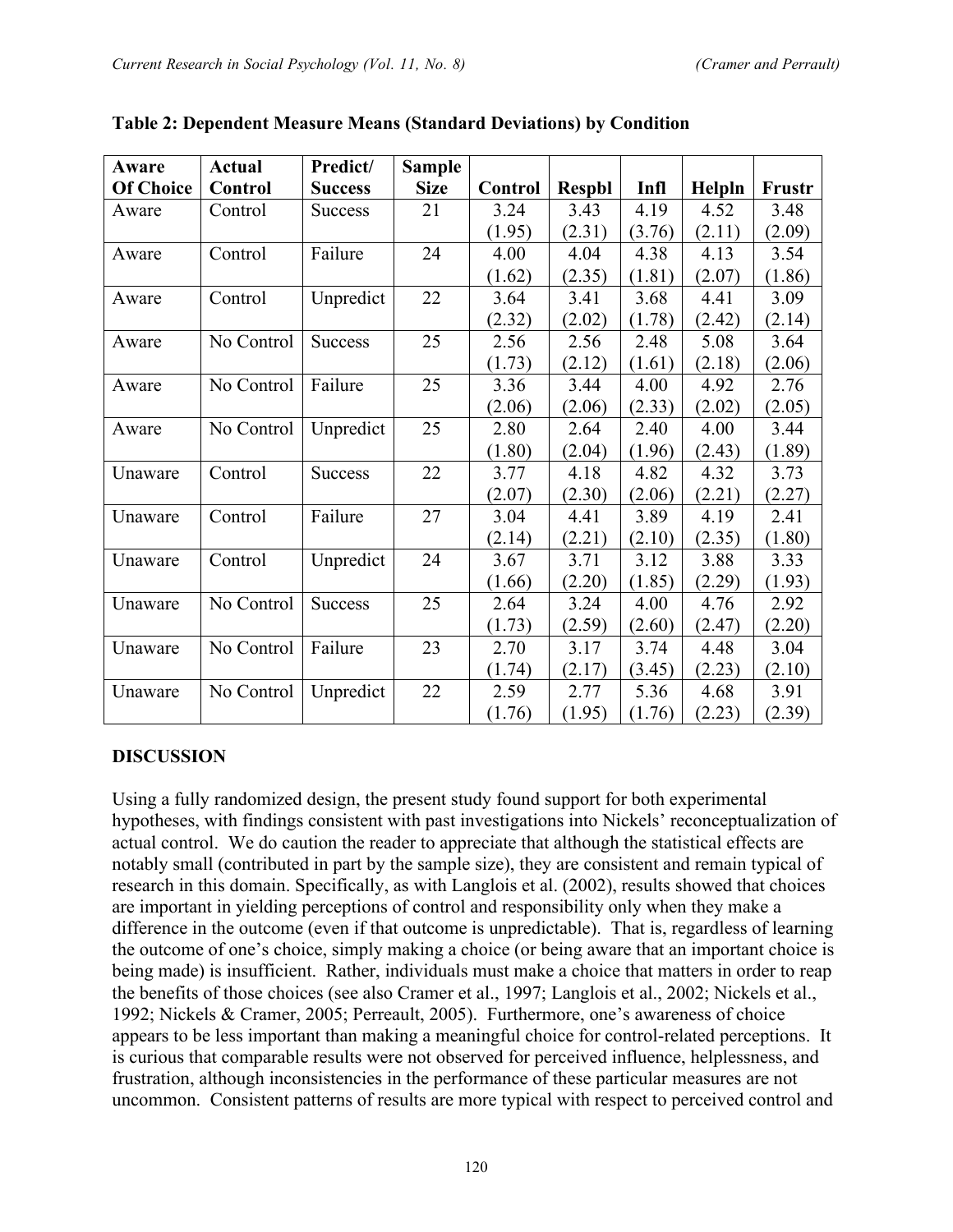**Table 2: Dependent Measure Means (Standard Deviations) by Condition**

| Aware Of Choice | Actual Control | Predict/ Success | Sample Size | Control | Respbl | Infl | Helpln | Frustr |
|---|---|---|---|---|---|---|---|---|
| Aware | Control | Success | 21 | 3.24 (1.95) | 3.43 (2.31) | 4.19 (3.76) | 4.52 (2.11) | 3.48 (2.09) |
| Aware | Control | Failure | 24 | 4.00 (1.62) | 4.04 (2.35) | 4.38 (1.81) | 4.13 (2.07) | 3.54 (1.86) |
| Aware | Control | Unpredict | 22 | 3.64 (2.32) | 3.41 (2.02) | 3.68 (1.78) | 4.41 (2.42) | 3.09 (2.14) |
| Aware | No Control | Success | 25 | 2.56 (1.73) | 2.56 (2.12) | 2.48 (1.61) | 5.08 (2.18) | 3.64 (2.06) |
| Aware | No Control | Failure | 25 | 3.36 (2.06) | 3.44 (2.06) | 4.00 (2.33) | 4.92 (2.02) | 2.76 (2.05) |
| Aware | No Control | Unpredict | 25 | 2.80 (1.80) | 2.64 (2.04) | 2.40 (1.96) | 4.00 (2.43) | 3.44 (1.89) |
| Unaware | Control | Success | 22 | 3.77 (2.07) | 4.18 (2.30) | 4.82 (2.06) | 4.32 (2.21) | 3.73 (2.27) |
| Unaware | Control | Failure | 27 | 3.04 (2.14) | 4.41 (2.21) | 3.89 (2.10) | 4.19 (2.35) | 2.41 (1.80) |
| Unaware | Control | Unpredict | 24 | 3.67 (1.66) | 3.71 (2.20) | 3.12 (1.85) | 3.88 (2.29) | 3.33 (1.93) |
| Unaware | No Control | Success | 25 | 2.64 (1.73) | 3.24 (2.59) | 4.00 (2.60) | 4.76 (2.47) | 2.92 (2.20) |
| Unaware | No Control | Failure | 23 | 2.70 (1.74) | 3.17 (2.17) | 3.74 (3.45) | 4.48 (2.23) | 3.04 (2.10) |
| Unaware | No Control | Unpredict | 22 | 2.59 (1.76) | 2.77 (1.95) | 5.36 (1.76) | 4.68 (2.23) | 3.91 (2.39) |

## DISCUSSION

Using a fully randomized design, the present study found support for both experimental hypotheses, with findings consistent with past investigations into Nickels' reconceptualization of actual control. We do caution the reader to appreciate that although the statistical effects are notably small (contributed in part by the sample size), they are consistent and remain typical of research in this domain. Specifically, as with Langlois et al. (2002), results showed that choices are important in yielding perceptions of control and responsibility only when they make a difference in the outcome (even if that outcome is unpredictable). That is, regardless of learning the outcome of one's choice, simply making a choice (or being aware that an important choice is being made) is insufficient. Rather, individuals must make a choice that matters in order to reap the benefits of those choices (see also Cramer et al., 1997; Langlois et al., 2002; Nickels et al., 1992; Nickels & Cramer, 2005; Perreault, 2005). Furthermore, one's awareness of choice appears to be less important than making a meaningful choice for control-related perceptions. It is curious that comparable results were not observed for perceived influence, helplessness, and frustration, although inconsistencies in the performance of these particular measures are not uncommon. Consistent patterns of results are more typical with respect to perceived control and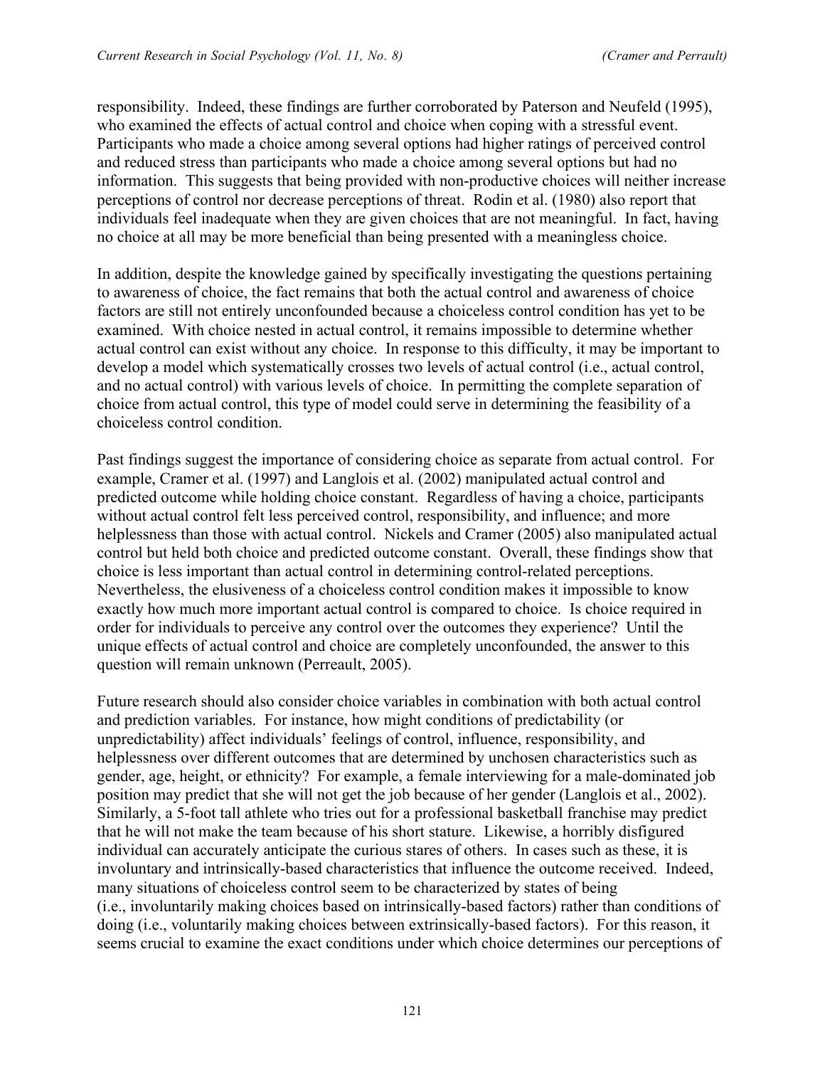responsibility. Indeed, these findings are further corroborated by Paterson and Neufeld (1995), who examined the effects of actual control and choice when coping with a stressful event. Participants who made a choice among several options had higher ratings of perceived control and reduced stress than participants who made a choice among several options but had no information. This suggests that being provided with non-productive choices will neither increase perceptions of control nor decrease perceptions of threat. Rodin et al. (1980) also report that individuals feel inadequate when they are given choices that are not meaningful. In fact, having no choice at all may be more beneficial than being presented with a meaningless choice.

In addition, despite the knowledge gained by specifically investigating the questions pertaining to awareness of choice, the fact remains that both the actual control and awareness of choice factors are still not entirely unconfounded because a choiceless control condition has yet to be examined. With choice nested in actual control, it remains impossible to determine whether actual control can exist without any choice. In response to this difficulty, it may be important to develop a model which systematically crosses two levels of actual control (i.e., actual control, and no actual control) with various levels of choice. In permitting the complete separation of choice from actual control, this type of model could serve in determining the feasibility of a choiceless control condition.

Past findings suggest the importance of considering choice as separate from actual control. For example, Cramer et al. (1997) and Langlois et al. (2002) manipulated actual control and predicted outcome while holding choice constant. Regardless of having a choice, participants without actual control felt less perceived control, responsibility, and influence; and more helplessness than those with actual control. Nickels and Cramer (2005) also manipulated actual control but held both choice and predicted outcome constant. Overall, these findings show that choice is less important than actual control in determining control-related perceptions. Nevertheless, the elusiveness of a choiceless control condition makes it impossible to know exactly how much more important actual control is compared to choice. Is choice required in order for individuals to perceive any control over the outcomes they experience? Until the unique effects of actual control and choice are completely unconfounded, the answer to this question will remain unknown (Perreault, 2005).

Future research should also consider choice variables in combination with both actual control and prediction variables. For instance, how might conditions of predictability (or unpredictability) affect individuals' feelings of control, influence, responsibility, and helplessness over different outcomes that are determined by unchosen characteristics such as gender, age, height, or ethnicity? For example, a female interviewing for a male-dominated job position may predict that she will not get the job because of her gender (Langlois et al., 2002). Similarly, a 5-foot tall athlete who tries out for a professional basketball franchise may predict that he will not make the team because of his short stature. Likewise, a horribly disfigured individual can accurately anticipate the curious stares of others. In cases such as these, it is involuntary and intrinsically-based characteristics that influence the outcome received. Indeed, many situations of choiceless control seem to be characterized by states of being (i.e., involuntarily making choices based on intrinsically-based factors) rather than conditions of doing (i.e., voluntarily making choices between extrinsically-based factors). For this reason, it seems crucial to examine the exact conditions under which choice determines our perceptions of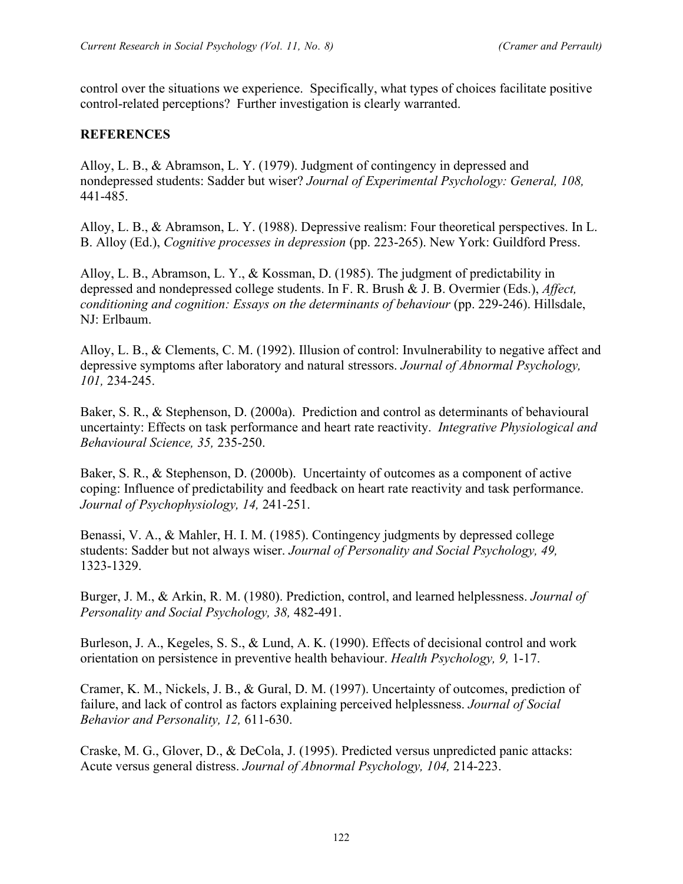control over the situations we experience. Specifically, what types of choices facilitate positive control-related perceptions? Further investigation is clearly warranted.

## REFERENCES

Alloy, L. B., & Abramson, L. Y. (1979). Judgment of contingency in depressed and nondepressed students: Sadder but wiser? *Journal of Experimental Psychology: General, 108,* 441-485.

Alloy, L. B., & Abramson, L. Y. (1988). Depressive realism: Four theoretical perspectives. In L. B. Alloy (Ed.), *Cognitive processes in depression* (pp. 223-265). New York: Guildford Press.

Alloy, L. B., Abramson, L. Y., & Kossman, D. (1985). The judgment of predictability in depressed and nondepressed college students. In F. R. Brush & J. B. Overmier (Eds.), *Affect, conditioning and cognition: Essays on the determinants of behaviour* (pp. 229-246). Hillsdale, NJ: Erlbaum.

Alloy, L. B., & Clements, C. M. (1992). Illusion of control: Invulnerability to negative affect and depressive symptoms after laboratory and natural stressors. *Journal of Abnormal Psychology, 101,* 234-245.

Baker, S. R., & Stephenson, D. (2000a). Prediction and control as determinants of behavioural uncertainty: Effects on task performance and heart rate reactivity. *Integrative Physiological and Behavioural Science, 35,* 235-250.

Baker, S. R., & Stephenson, D. (2000b). Uncertainty of outcomes as a component of active coping: Influence of predictability and feedback on heart rate reactivity and task performance. *Journal of Psychophysiology, 14,* 241-251.

Benassi, V. A., & Mahler, H. I. M. (1985). Contingency judgments by depressed college students: Sadder but not always wiser. *Journal of Personality and Social Psychology, 49,* 1323-1329.

Burger, J. M., & Arkin, R. M. (1980). Prediction, control, and learned helplessness. *Journal of Personality and Social Psychology, 38,* 482-491.

Burleson, J. A., Kegeles, S. S., & Lund, A. K. (1990). Effects of decisional control and work orientation on persistence in preventive health behaviour. *Health Psychology, 9,* 1-17.

Cramer, K. M., Nickels, J. B., & Gural, D. M. (1997). Uncertainty of outcomes, prediction of failure, and lack of control as factors explaining perceived helplessness. *Journal of Social Behavior and Personality, 12,* 611-630.

Craske, M. G., Glover, D., & DeCola, J. (1995). Predicted versus unpredicted panic attacks: Acute versus general distress. *Journal of Abnormal Psychology, 104,* 214-223.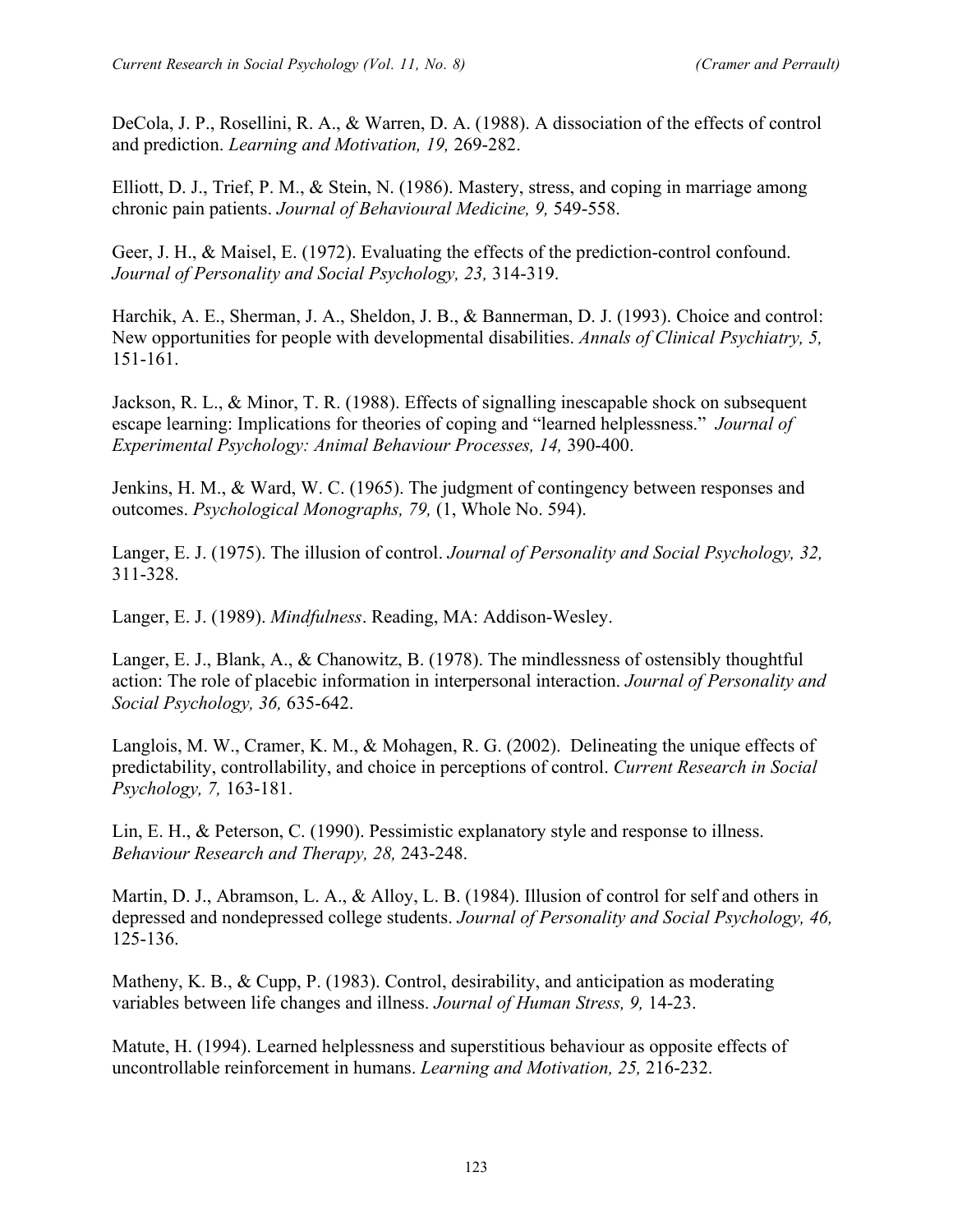DeCola, J. P., Rosellini, R. A., & Warren, D. A. (1988). A dissociation of the effects of control and prediction. *Learning and Motivation, 19,* 269-282.

Elliott, D. J., Trief, P. M., & Stein, N. (1986). Mastery, stress, and coping in marriage among chronic pain patients. *Journal of Behavioural Medicine, 9,* 549-558.

Geer, J. H., & Maisel, E. (1972). Evaluating the effects of the prediction-control confound. *Journal of Personality and Social Psychology, 23,* 314-319.

Harchik, A. E., Sherman, J. A., Sheldon, J. B., & Bannerman, D. J. (1993). Choice and control: New opportunities for people with developmental disabilities. *Annals of Clinical Psychiatry, 5,* 151-161.

Jackson, R. L., & Minor, T. R. (1988). Effects of signalling inescapable shock on subsequent escape learning: Implications for theories of coping and "learned helplessness." *Journal of Experimental Psychology: Animal Behaviour Processes, 14,* 390-400.

Jenkins, H. M., & Ward, W. C. (1965). The judgment of contingency between responses and outcomes. *Psychological Monographs, 79,* (1, Whole No. 594).

Langer, E. J. (1975). The illusion of control. *Journal of Personality and Social Psychology, 32,* 311-328.

Langer, E. J. (1989). *Mindfulness*. Reading, MA: Addison-Wesley.

Langer, E. J., Blank, A., & Chanowitz, B. (1978). The mindlessness of ostensibly thoughtful action: The role of placebic information in interpersonal interaction. *Journal of Personality and Social Psychology, 36,* 635-642.

Langlois, M. W., Cramer, K. M., & Mohagen, R. G. (2002). Delineating the unique effects of predictability, controllability, and choice in perceptions of control. *Current Research in Social Psychology, 7,* 163-181.

Lin, E. H., & Peterson, C. (1990). Pessimistic explanatory style and response to illness. *Behaviour Research and Therapy, 28,* 243-248.

Martin, D. J., Abramson, L. A., & Alloy, L. B. (1984). Illusion of control for self and others in depressed and nondepressed college students. *Journal of Personality and Social Psychology, 46,* 125-136.

Matheny, K. B., & Cupp, P. (1983). Control, desirability, and anticipation as moderating variables between life changes and illness. *Journal of Human Stress, 9,* 14-23.

Matute, H. (1994). Learned helplessness and superstitious behaviour as opposite effects of uncontrollable reinforcement in humans. *Learning and Motivation, 25,* 216-232.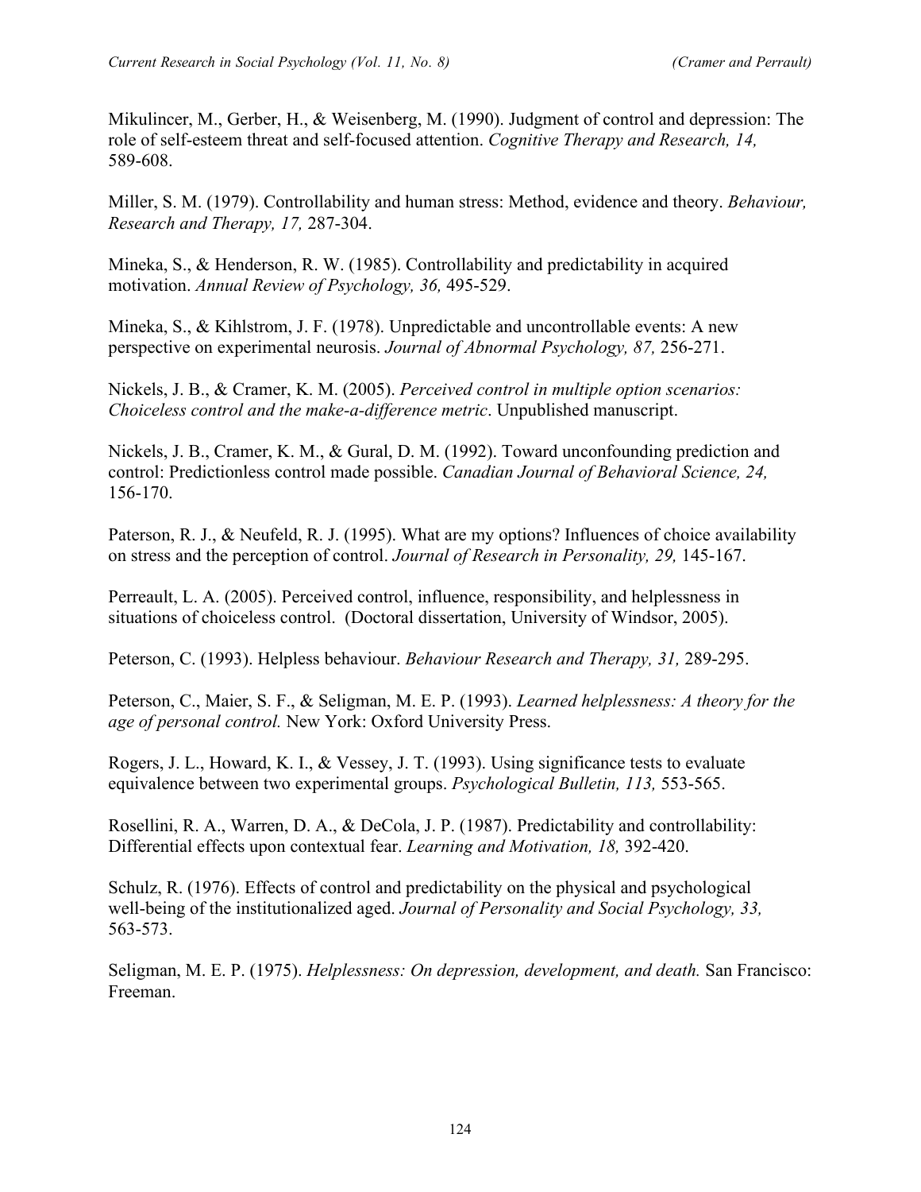Mikulincer, M., Gerber, H., & Weisenberg, M. (1990). Judgment of control and depression: The role of self-esteem threat and self-focused attention. *Cognitive Therapy and Research, 14,* 589-608.

Miller, S. M. (1979). Controllability and human stress: Method, evidence and theory. *Behaviour, Research and Therapy, 17,* 287-304.

Mineka, S., & Henderson, R. W. (1985). Controllability and predictability in acquired motivation. *Annual Review of Psychology, 36,* 495-529.

Mineka, S., & Kihlstrom, J. F. (1978). Unpredictable and uncontrollable events: A new perspective on experimental neurosis. *Journal of Abnormal Psychology, 87,* 256-271.

Nickels, J. B., & Cramer, K. M. (2005). *Perceived control in multiple option scenarios: Choiceless control and the make-a-difference metric*. Unpublished manuscript.

Nickels, J. B., Cramer, K. M., & Gural, D. M. (1992). Toward unconfounding prediction and control: Predictionless control made possible. *Canadian Journal of Behavioral Science, 24,* 156-170.

Paterson, R. J., & Neufeld, R. J. (1995). What are my options? Influences of choice availability on stress and the perception of control. *Journal of Research in Personality, 29,* 145-167.

Perreault, L. A. (2005). Perceived control, influence, responsibility, and helplessness in situations of choiceless control. (Doctoral dissertation, University of Windsor, 2005).

Peterson, C. (1993). Helpless behaviour. *Behaviour Research and Therapy, 31,* 289-295.

Peterson, C., Maier, S. F., & Seligman, M. E. P. (1993). *Learned helplessness: A theory for the age of personal control.* New York: Oxford University Press.

Rogers, J. L., Howard, K. I., & Vessey, J. T. (1993). Using significance tests to evaluate equivalence between two experimental groups. *Psychological Bulletin, 113,* 553-565.

Rosellini, R. A., Warren, D. A., & DeCola, J. P. (1987). Predictability and controllability: Differential effects upon contextual fear. *Learning and Motivation, 18,* 392-420.

Schulz, R. (1976). Effects of control and predictability on the physical and psychological well-being of the institutionalized aged. *Journal of Personality and Social Psychology, 33,* 563-573.

Seligman, M. E. P. (1975). *Helplessness: On depression, development, and death.* San Francisco: Freeman.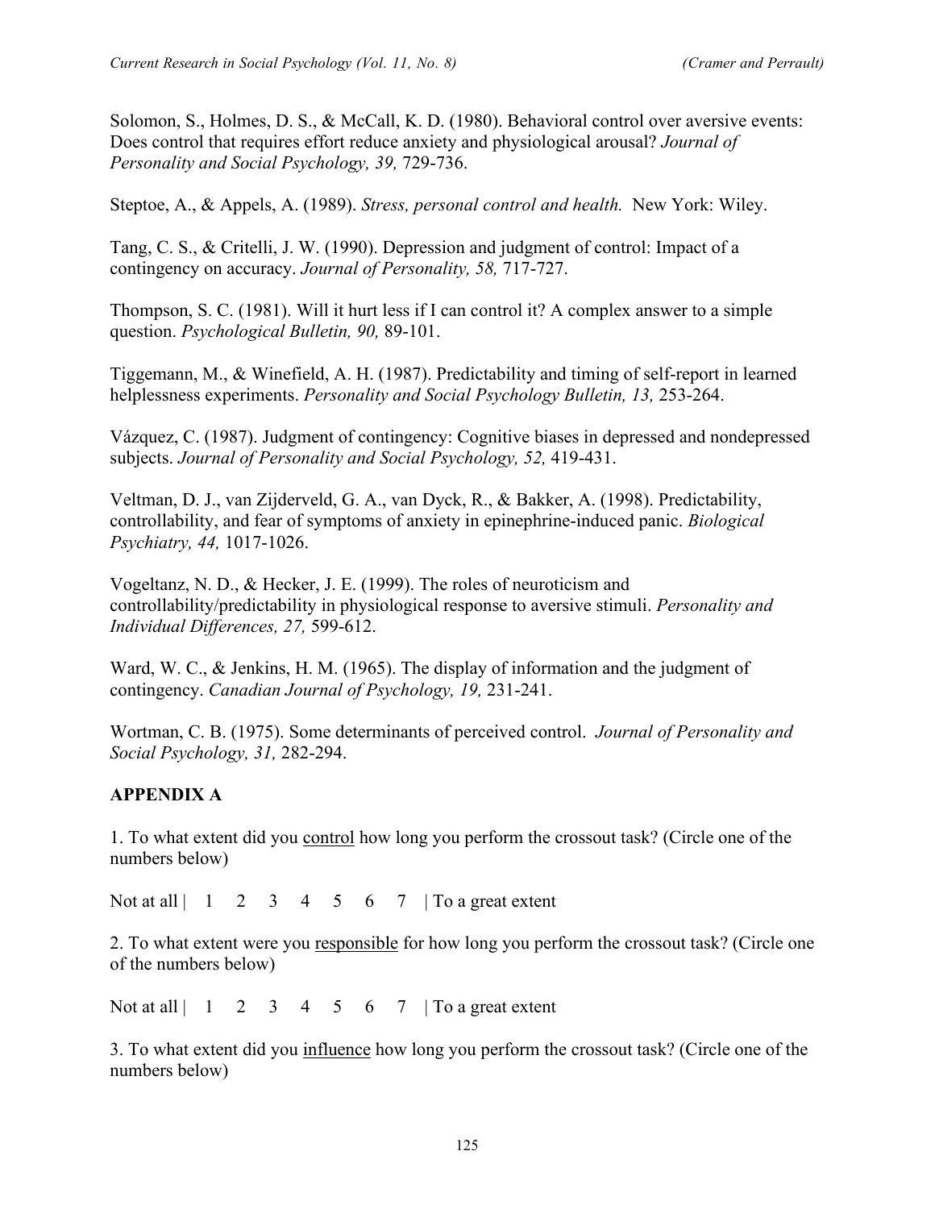Solomon, S., Holmes, D. S., & McCall, K. D. (1980). Behavioral control over aversive events: Does control that requires effort reduce anxiety and physiological arousal? *Journal of Personality and Social Psychology, 39,* 729-736.

Steptoe, A., & Appels, A. (1989). *Stress, personal control and health.* New York: Wiley.

Tang, C. S., & Critelli, J. W. (1990). Depression and judgment of control: Impact of a contingency on accuracy. *Journal of Personality, 58,* 717-727.

Thompson, S. C. (1981). Will it hurt less if I can control it? A complex answer to a simple question. *Psychological Bulletin, 90,* 89-101.

Tiggemann, M., & Winefield, A. H. (1987). Predictability and timing of self-report in learned helplessness experiments. *Personality and Social Psychology Bulletin, 13,* 253-264.

Vázquez, C. (1987). Judgment of contingency: Cognitive biases in depressed and nondepressed subjects. *Journal of Personality and Social Psychology, 52,* 419-431.

Veltman, D. J., van Zijderveld, G. A., van Dyck, R., & Bakker, A. (1998). Predictability, controllability, and fear of symptoms of anxiety in epinephrine-induced panic. *Biological Psychiatry, 44,* 1017-1026.

Vogeltanz, N. D., & Hecker, J. E. (1999). The roles of neuroticism and controllability/predictability in physiological response to aversive stimuli. *Personality and Individual Differences, 27,* 599-612.

Ward, W. C., & Jenkins, H. M. (1965). The display of information and the judgment of contingency. *Canadian Journal of Psychology, 19,* 231-241.

Wortman, C. B. (1975). Some determinants of perceived control. *Journal of Personality and Social Psychology, 31,* 282-294.

## APPENDIX A

1. To what extent did you <u>control</u> how long you perform the crossout task? (Circle one of the numbers below)

Not at all | 1 2 3 4 5 6 7 | To a great extent

2. To what extent were you <u>responsible</u> for how long you perform the crossout task? (Circle one of the numbers below)

Not at all | 1 2 3 4 5 6 7 | To a great extent

3. To what extent did you <u>influence</u> how long you perform the crossout task? (Circle one of the numbers below)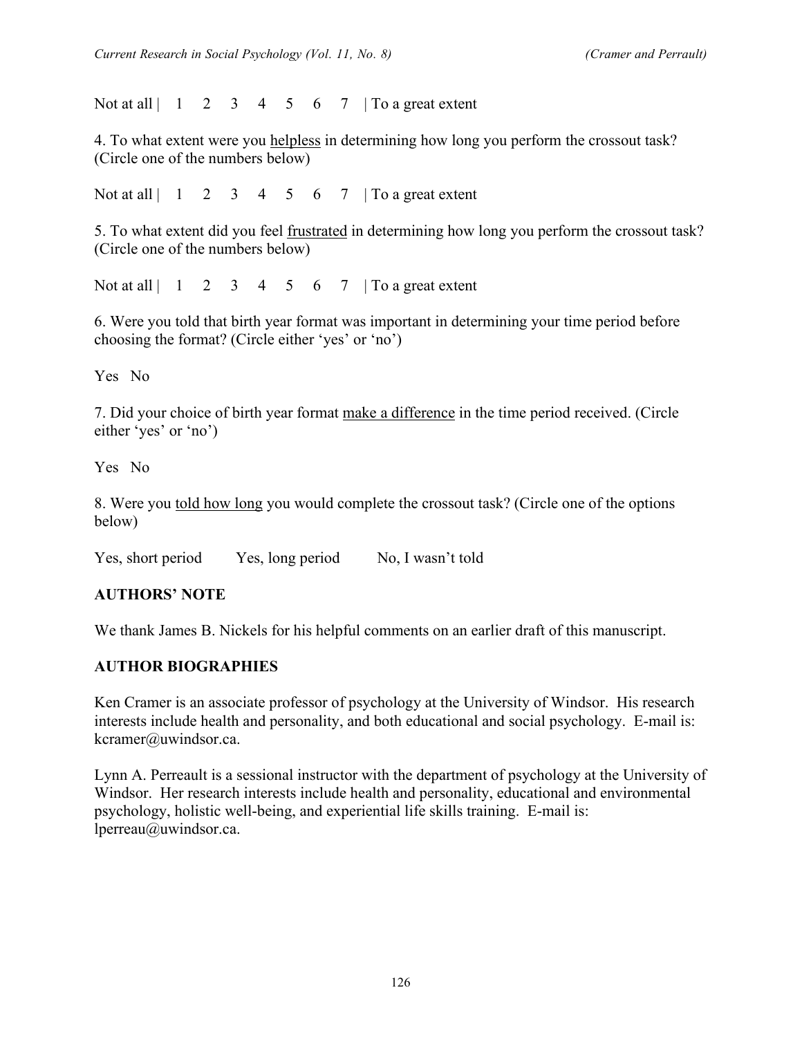Not at all | 1 2 3 4 5 6 7 | To a great extent

4. To what extent were you helpless in determining how long you perform the crossout task? (Circle one of the numbers below)

Not at all | 1 2 3 4 5 6 7 | To a great extent

5. To what extent did you feel frustrated in determining how long you perform the crossout task? (Circle one of the numbers below)

Not at all | 1 2 3 4 5 6 7 | To a great extent

6. Were you told that birth year format was important in determining your time period before choosing the format? (Circle either 'yes' or 'no')

Yes No

7. Did your choice of birth year format make a difference in the time period received. (Circle either 'yes' or 'no')

Yes No

8. Were you told how long you would complete the crossout task? (Circle one of the options below)

Yes, short period Yes, long period No, I wasn't told

## AUTHORS' NOTE

We thank James B. Nickels for his helpful comments on an earlier draft of this manuscript.

## AUTHOR BIOGRAPHIES

Ken Cramer is an associate professor of psychology at the University of Windsor. His research interests include health and personality, and both educational and social psychology. E-mail is: kcramer@uwindsor.ca.

Lynn A. Perreault is a sessional instructor with the department of psychology at the University of Windsor. Her research interests include health and personality, educational and environmental psychology, holistic well-being, and experiential life skills training. E-mail is: lperreau@uwindsor.ca.